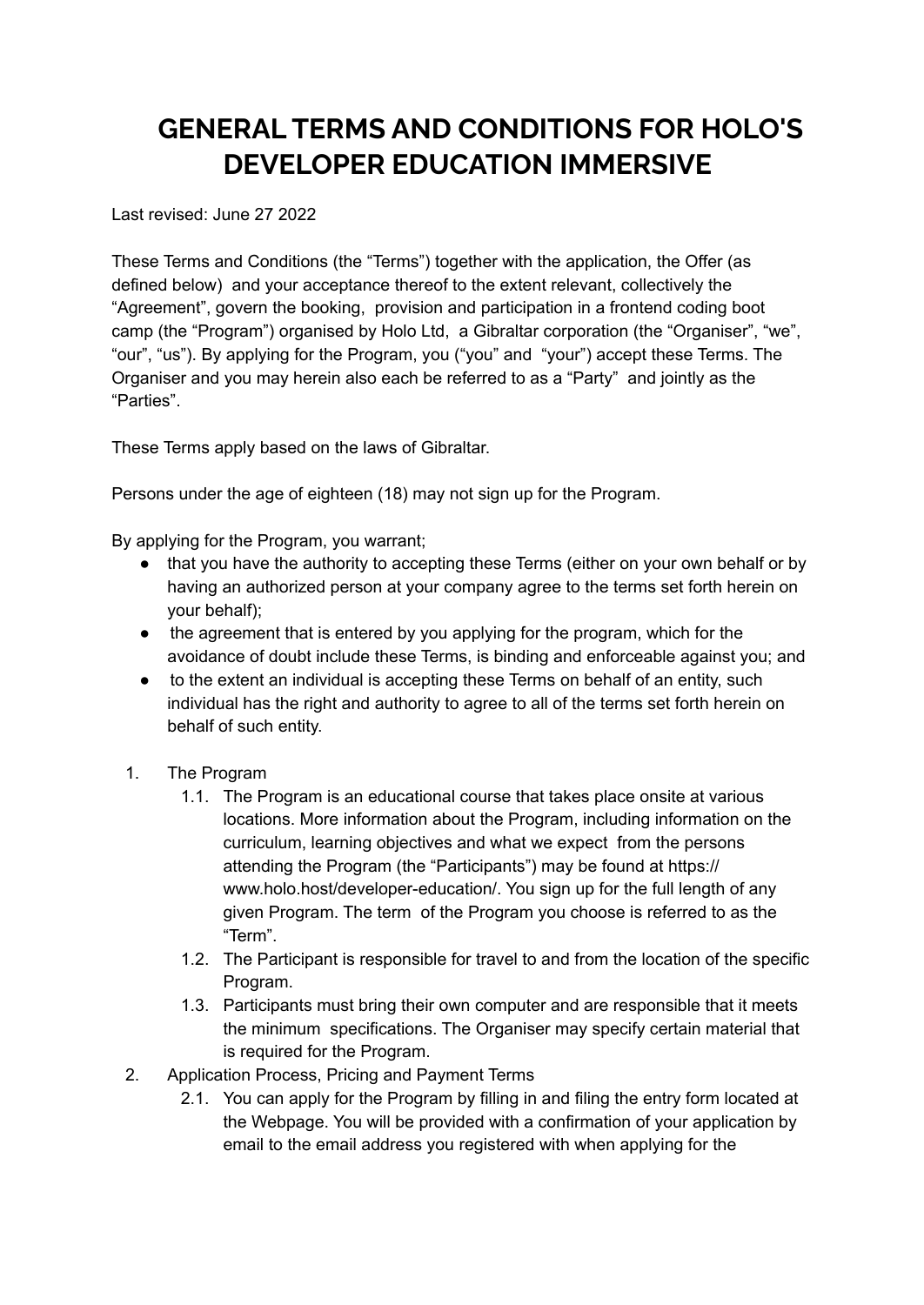# GENERAL TERMS AND CONDITIONS FOR HOLO'S DEVELOPER EDUCATION IMMERSIVE

Last revised: June 27 2022

These Terms and Conditions (the "Terms") together with the application, the Offer (as defined below) and your acceptance thereof to the extent relevant, collectively the "Agreement", govern the booking, provision and participation in a frontend coding boot camp (the "Program") organised by Holo Ltd, a Gibraltar corporation (the "Organiser", "we", "our", "us"). By applying for the Program, you ("you" and "your") accept these Terms. The Organiser and you may herein also each be referred to as a "Party" and jointly as the "Parties".

These Terms apply based on the laws of Gibraltar.

Persons under the age of eighteen (18) may not sign up for the Program.

By applying for the Program, you warrant;

- that you have the authority to accepting these Terms (either on your own behalf or by having an authorized person at your company agree to the terms set forth herein on your behalf);
- the agreement that is entered by you applying for the program, which for the avoidance of doubt include these Terms, is binding and enforceable against you; and
- to the extent an individual is accepting these Terms on behalf of an entity, such individual has the right and authority to agree to all of the terms set forth herein on behalf of such entity.

1. The Program
    1.1. The Program is an educational course that takes place onsite at various locations. More information about the Program, including information on the curriculum, learning objectives and what we expect from the persons attending the Program (the "Participants") may be found at https://www.holo.host/developer-education/. You sign up for the full length of any given Program. The term of the Program you choose is referred to as the "Term".
    1.2. The Participant is responsible for travel to and from the location of the specific Program.
    1.3. Participants must bring their own computer and are responsible that it meets the minimum specifications. The Organiser may specify certain material that is required for the Program.
2. Application Process, Pricing and Payment Terms
    2.1. You can apply for the Program by filling in and filing the entry form located at the Webpage. You will be provided with a confirmation of your application by email to the email address you registered with when applying for the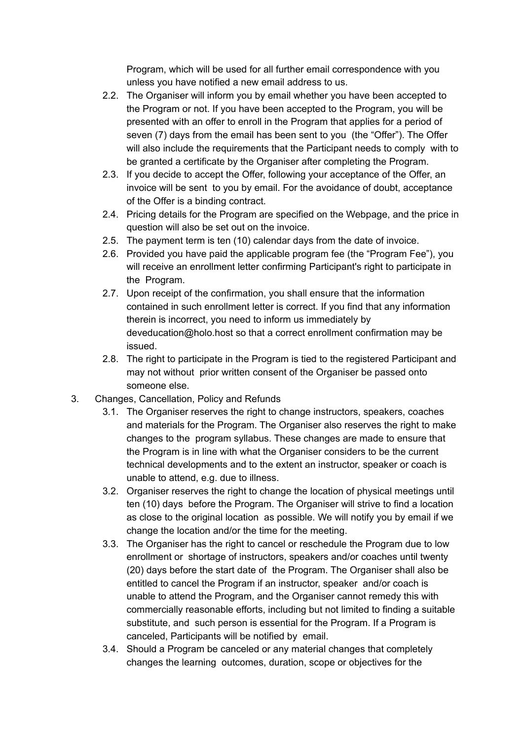Program, which will be used for all further email correspondence with you unless you have notified a new email address to us.

2.2. The Organiser will inform you by email whether you have been accepted to the Program or not. If you have been accepted to the Program, you will be presented with an offer to enroll in the Program that applies for a period of seven (7) days from the email has been sent to you (the "Offer"). The Offer will also include the requirements that the Participant needs to comply with to be granted a certificate by the Organiser after completing the Program.

2.3. If you decide to accept the Offer, following your acceptance of the Offer, an invoice will be sent to you by email. For the avoidance of doubt, acceptance of the Offer is a binding contract.

2.4. Pricing details for the Program are specified on the Webpage, and the price in question will also be set out on the invoice.

2.5. The payment term is ten (10) calendar days from the date of invoice.

2.6. Provided you have paid the applicable program fee (the "Program Fee"), you will receive an enrollment letter confirming Participant's right to participate in the Program.

2.7. Upon receipt of the confirmation, you shall ensure that the information contained in such enrollment letter is correct. If you find that any information therein is incorrect, you need to inform us immediately by deveducation@holo.host so that a correct enrollment confirmation may be issued.

2.8. The right to participate in the Program is tied to the registered Participant and may not without prior written consent of the Organiser be passed onto someone else.

3. Changes, Cancellation, Policy and Refunds

3.1. The Organiser reserves the right to change instructors, speakers, coaches and materials for the Program. The Organiser also reserves the right to make changes to the program syllabus. These changes are made to ensure that the Program is in line with what the Organiser considers to be the current technical developments and to the extent an instructor, speaker or coach is unable to attend, e.g. due to illness.

3.2. Organiser reserves the right to change the location of physical meetings until ten (10) days before the Program. The Organiser will strive to find a location as close to the original location as possible. We will notify you by email if we change the location and/or the time for the meeting.

3.3. The Organiser has the right to cancel or reschedule the Program due to low enrollment or shortage of instructors, speakers and/or coaches until twenty (20) days before the start date of the Program. The Organiser shall also be entitled to cancel the Program if an instructor, speaker and/or coach is unable to attend the Program, and the Organiser cannot remedy this with commercially reasonable efforts, including but not limited to finding a suitable substitute, and such person is essential for the Program. If a Program is canceled, Participants will be notified by email.

3.4. Should a Program be canceled or any material changes that completely changes the learning outcomes, duration, scope or objectives for the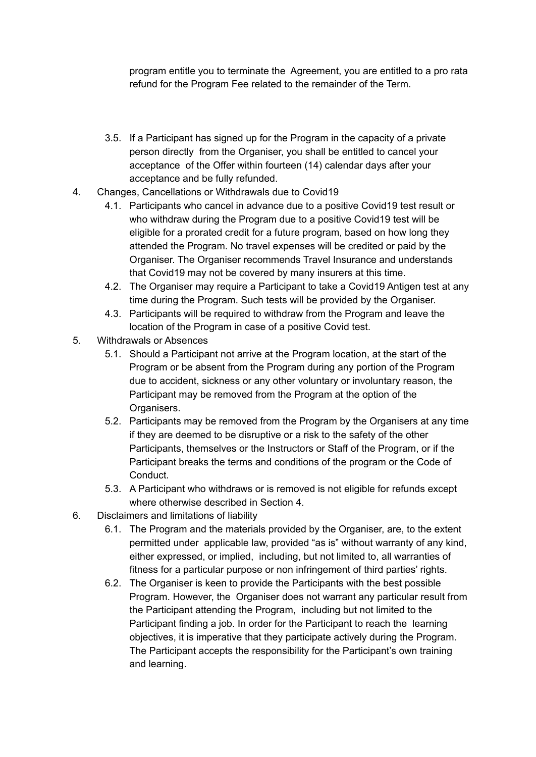program entitle you to terminate the Agreement, you are entitled to a pro rata refund for the Program Fee related to the remainder of the Term.

   3.5. If a Participant has signed up for the Program in the capacity of a private person directly from the Organiser, you shall be entitled to cancel your acceptance of the Offer within fourteen (14) calendar days after your acceptance and be fully refunded.

4. Changes, Cancellations or Withdrawals due to Covid19
   4.1. Participants who cancel in advance due to a positive Covid19 test result or who withdraw during the Program due to a positive Covid19 test will be eligible for a prorated credit for a future program, based on how long they attended the Program. No travel expenses will be credited or paid by the Organiser. The Organiser recommends Travel Insurance and understands that Covid19 may not be covered by many insurers at this time.
   4.2. The Organiser may require a Participant to take a Covid19 Antigen test at any time during the Program. Such tests will be provided by the Organiser.
   4.3. Participants will be required to withdraw from the Program and leave the location of the Program in case of a positive Covid test.
5. Withdrawals or Absences
   5.1. Should a Participant not arrive at the Program location, at the start of the Program or be absent from the Program during any portion of the Program due to accident, sickness or any other voluntary or involuntary reason, the Participant may be removed from the Program at the option of the Organisers.
   5.2. Participants may be removed from the Program by the Organisers at any time if they are deemed to be disruptive or a risk to the safety of the other Participants, themselves or the Instructors or Staff of the Program, or if the Participant breaks the terms and conditions of the program or the Code of Conduct.
   5.3. A Participant who withdraws or is removed is not eligible for refunds except where otherwise described in Section 4.
6. Disclaimers and limitations of liability
   6.1. The Program and the materials provided by the Organiser, are, to the extent permitted under applicable law, provided "as is" without warranty of any kind, either expressed, or implied, including, but not limited to, all warranties of fitness for a particular purpose or non infringement of third parties' rights.
   6.2. The Organiser is keen to provide the Participants with the best possible Program. However, the Organiser does not warrant any particular result from the Participant attending the Program, including but not limited to the Participant finding a job. In order for the Participant to reach the learning objectives, it is imperative that they participate actively during the Program. The Participant accepts the responsibility for the Participant's own training and learning.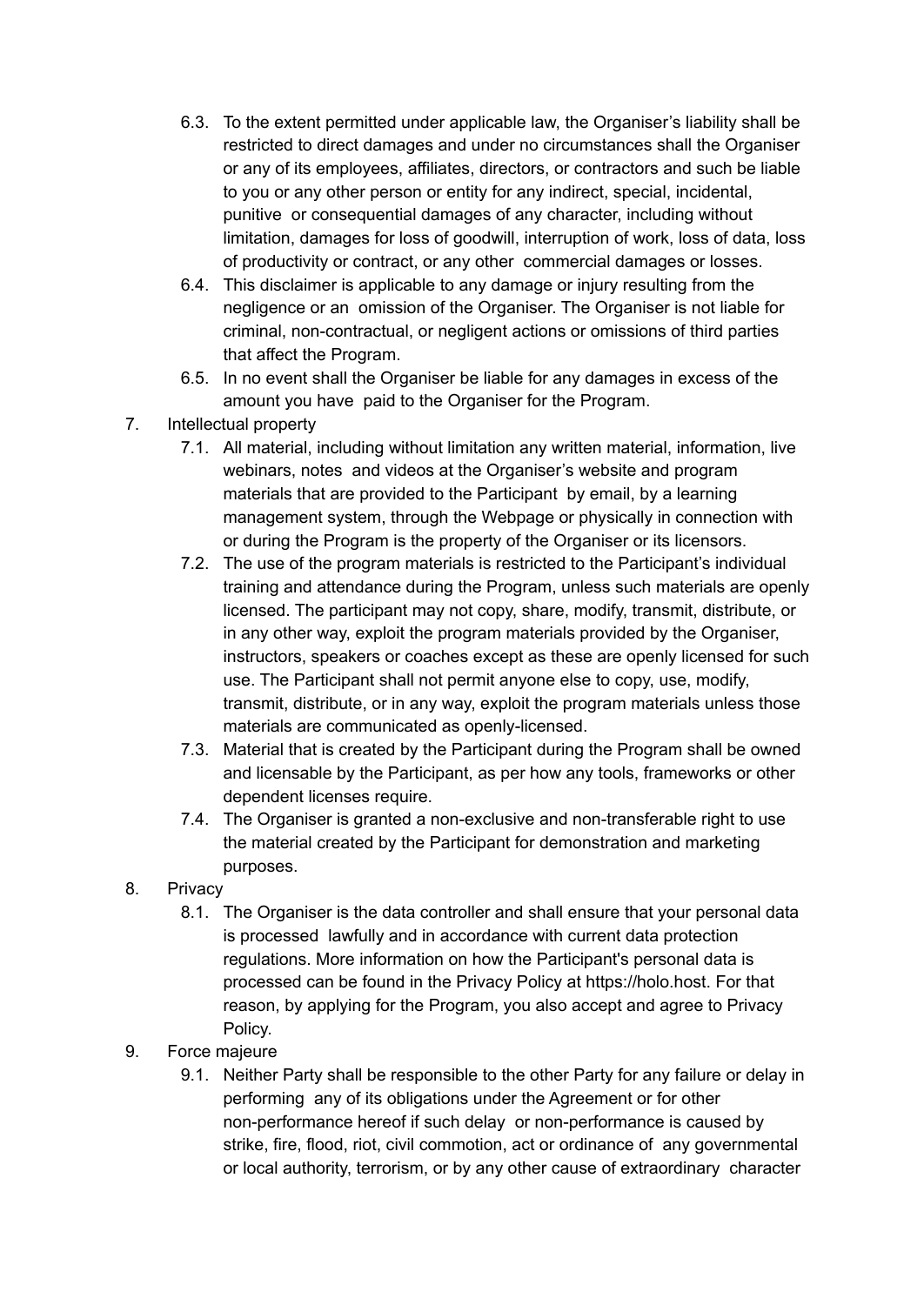6.3. To the extent permitted under applicable law, the Organiser's liability shall be restricted to direct damages and under no circumstances shall the Organiser or any of its employees, affiliates, directors, or contractors and such be liable to you or any other person or entity for any indirect, special, incidental, punitive or consequential damages of any character, including without limitation, damages for loss of goodwill, interruption of work, loss of data, loss of productivity or contract, or any other commercial damages or losses.

6.4. This disclaimer is applicable to any damage or injury resulting from the negligence or an omission of the Organiser. The Organiser is not liable for criminal, non-contractual, or negligent actions or omissions of third parties that affect the Program.

6.5. In no event shall the Organiser be liable for any damages in excess of the amount you have paid to the Organiser for the Program.

7. Intellectual property

7.1. All material, including without limitation any written material, information, live webinars, notes and videos at the Organiser's website and program materials that are provided to the Participant by email, by a learning management system, through the Webpage or physically in connection with or during the Program is the property of the Organiser or its licensors.

7.2. The use of the program materials is restricted to the Participant's individual training and attendance during the Program, unless such materials are openly licensed. The participant may not copy, share, modify, transmit, distribute, or in any other way, exploit the program materials provided by the Organiser, instructors, speakers or coaches except as these are openly licensed for such use. The Participant shall not permit anyone else to copy, use, modify, transmit, distribute, or in any way, exploit the program materials unless those materials are communicated as openly-licensed.

7.3. Material that is created by the Participant during the Program shall be owned and licensable by the Participant, as per how any tools, frameworks or other dependent licenses require.

7.4. The Organiser is granted a non-exclusive and non-transferable right to use the material created by the Participant for demonstration and marketing purposes.

8. Privacy

8.1. The Organiser is the data controller and shall ensure that your personal data is processed lawfully and in accordance with current data protection regulations. More information on how the Participant's personal data is processed can be found in the Privacy Policy at https://holo.host. For that reason, by applying for the Program, you also accept and agree to Privacy Policy.

9. Force majeure

9.1. Neither Party shall be responsible to the other Party for any failure or delay in performing any of its obligations under the Agreement or for other non-performance hereof if such delay or non-performance is caused by strike, fire, flood, riot, civil commotion, act or ordinance of any governmental or local authority, terrorism, or by any other cause of extraordinary character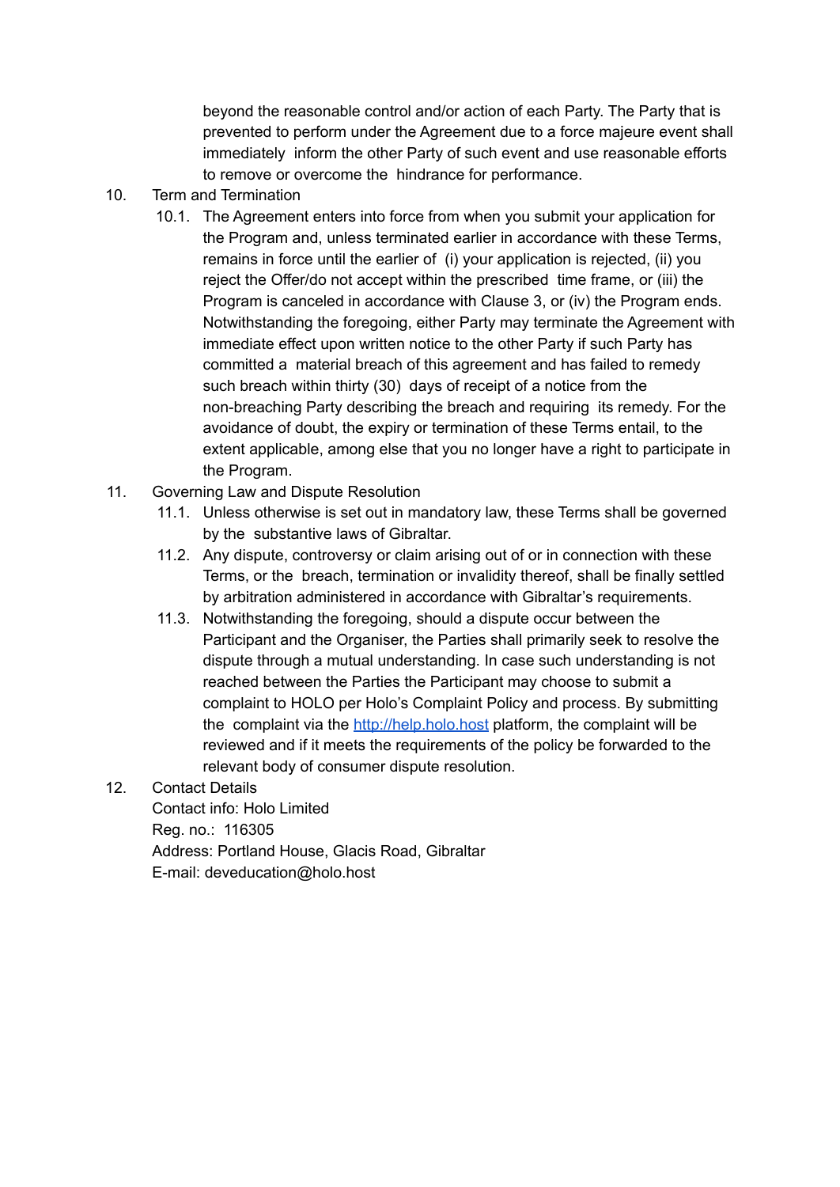beyond the reasonable control and/or action of each Party. The Party that is prevented to perform under the Agreement due to a force majeure event shall immediately inform the other Party of such event and use reasonable efforts to remove or overcome the hindrance for performance.

10. Term and Termination
    10.1. The Agreement enters into force from when you submit your application for the Program and, unless terminated earlier in accordance with these Terms, remains in force until the earlier of (i) your application is rejected, (ii) you reject the Offer/do not accept within the prescribed time frame, or (iii) the Program is canceled in accordance with Clause 3, or (iv) the Program ends. Notwithstanding the foregoing, either Party may terminate the Agreement with immediate effect upon written notice to the other Party if such Party has committed a material breach of this agreement and has failed to remedy such breach within thirty (30) days of receipt of a notice from the non-breaching Party describing the breach and requiring its remedy. For the avoidance of doubt, the expiry or termination of these Terms entail, to the extent applicable, among else that you no longer have a right to participate in the Program.
11. Governing Law and Dispute Resolution
    11.1. Unless otherwise is set out in mandatory law, these Terms shall be governed by the substantive laws of Gibraltar.
    11.2. Any dispute, controversy or claim arising out of or in connection with these Terms, or the breach, termination or invalidity thereof, shall be finally settled by arbitration administered in accordance with Gibraltar's requirements.
    11.3. Notwithstanding the foregoing, should a dispute occur between the Participant and the Organiser, the Parties shall primarily seek to resolve the dispute through a mutual understanding. In case such understanding is not reached between the Parties the Participant may choose to submit a complaint to HOLO per Holo's Complaint Policy and process. By submitting the complaint via the [http://help.holo.host](http://help.holo.host) platform, the complaint will be reviewed and if it meets the requirements of the policy be forwarded to the relevant body of consumer dispute resolution.
12. Contact Details

    Contact info: Holo Limited

    Reg. no.: 116305

    Address: Portland House, Glacis Road, Gibraltar

    E-mail: deveducation@holo.host